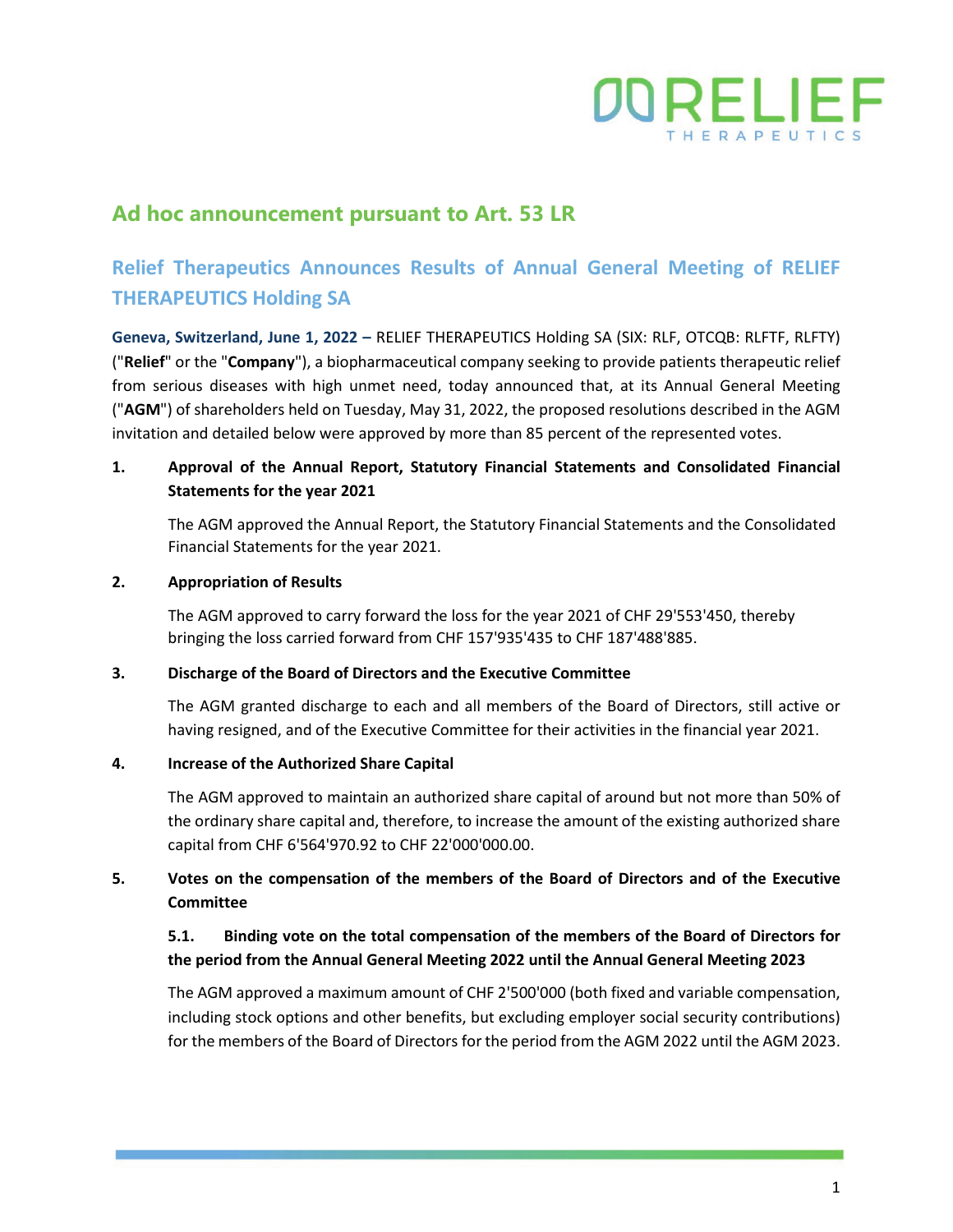## Ad hoc announcement pursuant to Art. 53 LR

## Relief Therapeutics Announces Results of Annual General Meeting of RELIEF THERAPEUTICS Holding SA

**Geneva, Switzerland, June 1, 2022 –** RELIEF THERAPEUTICS Holding SA (SIX: RLF, OTCQB: RLFTF, RLFTY) ("**Relief**" or the "**Company**"), a biopharmaceutical company seeking to provide patients therapeutic relief from serious diseases with high unmet need, today announced that, at its Annual General Meeting ("**AGM**") of shareholders held on Tuesday, May 31, 2022, the proposed resolutions described in the AGM invitation and detailed below were approved by more than 85 percent of the represented votes.

**1. Approval of the Annual Report, Statutory Financial Statements and Consolidated Financial Statements for the year 2021**

The AGM approved the Annual Report, the Statutory Financial Statements and the Consolidated Financial Statements for the year 2021.

**2. Appropriation of Results**

The AGM approved to carry forward the loss for the year 2021 of CHF 29'553'450, thereby bringing the loss carried forward from CHF 157'935'435 to CHF 187'488'885.

**3. Discharge of the Board of Directors and the Executive Committee**

The AGM granted discharge to each and all members of the Board of Directors, still active or having resigned, and of the Executive Committee for their activities in the financial year 2021.

**4. Increase of the Authorized Share Capital**

The AGM approved to maintain an authorized share capital of around but not more than 50% of the ordinary share capital and, therefore, to increase the amount of the existing authorized share capital from CHF 6'564'970.92 to CHF 22'000'000.00.

**5. Votes on the compensation of the members of the Board of Directors and of the Executive Committee**

**5.1. Binding vote on the total compensation of the members of the Board of Directors for the period from the Annual General Meeting 2022 until the Annual General Meeting 2023**

The AGM approved a maximum amount of CHF 2'500'000 (both fixed and variable compensation, including stock options and other benefits, but excluding employer social security contributions) for the members of the Board of Directors for the period from the AGM 2022 until the AGM 2023.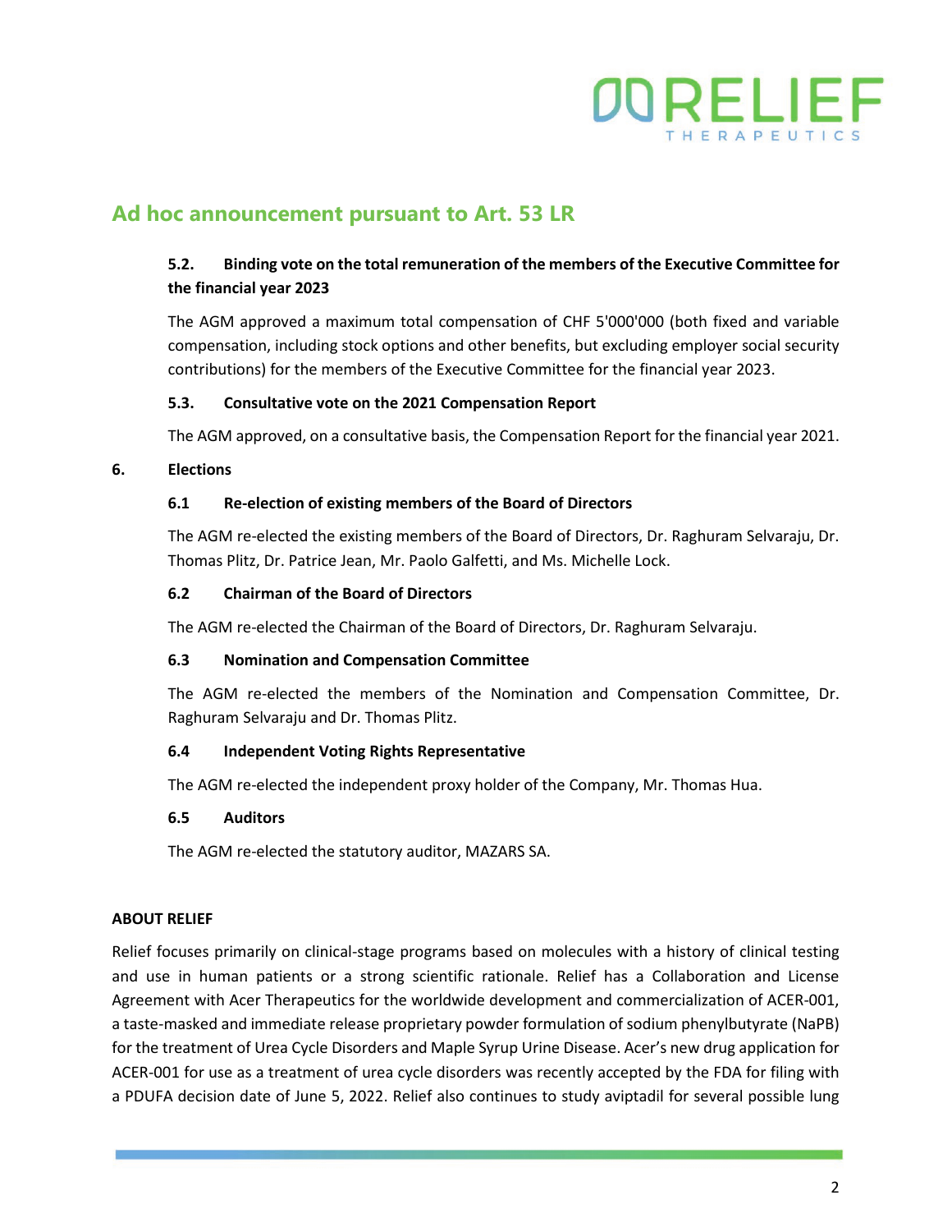## Ad hoc announcement pursuant to Art. 53 LR

**5.2. Binding vote on the total remuneration of the members of the Executive Committee for the financial year 2023**

The AGM approved a maximum total compensation of CHF 5'000'000 (both fixed and variable compensation, including stock options and other benefits, but excluding employer social security contributions) for the members of the Executive Committee for the financial year 2023.

**5.3. Consultative vote on the 2021 Compensation Report**

The AGM approved, on a consultative basis, the Compensation Report for the financial year 2021.

**6. Elections**

**6.1 Re-election of existing members of the Board of Directors**

The AGM re-elected the existing members of the Board of Directors, Dr. Raghuram Selvaraju, Dr. Thomas Plitz, Dr. Patrice Jean, Mr. Paolo Galfetti, and Ms. Michelle Lock.

**6.2 Chairman of the Board of Directors**

The AGM re-elected the Chairman of the Board of Directors, Dr. Raghuram Selvaraju.

**6.3 Nomination and Compensation Committee**

The AGM re-elected the members of the Nomination and Compensation Committee, Dr. Raghuram Selvaraju and Dr. Thomas Plitz.

**6.4 Independent Voting Rights Representative**

The AGM re-elected the independent proxy holder of the Company, Mr. Thomas Hua.

**6.5 Auditors**

The AGM re-elected the statutory auditor, MAZARS SA.

**ABOUT RELIEF**

Relief focuses primarily on clinical-stage programs based on molecules with a history of clinical testing and use in human patients or a strong scientific rationale. Relief has a Collaboration and License Agreement with Acer Therapeutics for the worldwide development and commercialization of ACER-001, a taste-masked and immediate release proprietary powder formulation of sodium phenylbutyrate (NaPB) for the treatment of Urea Cycle Disorders and Maple Syrup Urine Disease. Acer's new drug application for ACER-001 for use as a treatment of urea cycle disorders was recently accepted by the FDA for filing with a PDUFA decision date of June 5, 2022. Relief also continues to study aviptadil for several possible lung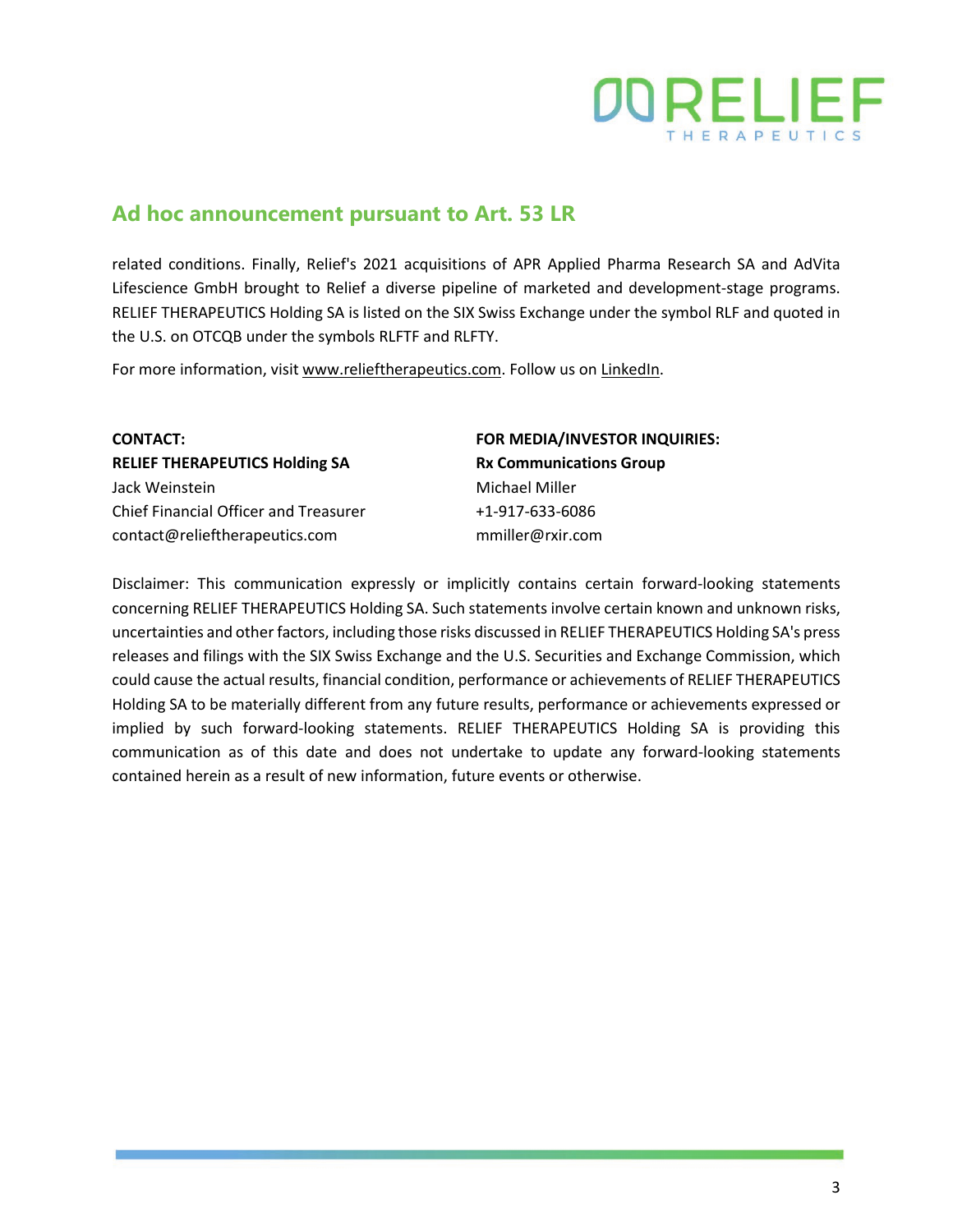## Ad hoc announcement pursuant to Art. 53 LR

related conditions. Finally, Relief's 2021 acquisitions of APR Applied Pharma Research SA and AdVita Lifescience GmbH brought to Relief a diverse pipeline of marketed and development-stage programs. RELIEF THERAPEUTICS Holding SA is listed on the SIX Swiss Exchange under the symbol RLF and quoted in the U.S. on OTCQB under the symbols RLFTF and RLFTY.

For more information, visit www.relieftherapeutics.com. Follow us on LinkedIn.

**CONTACT:**
**RELIEF THERAPEUTICS Holding SA**
Jack Weinstein
Chief Financial Officer and Treasurer
contact@relieftherapeutics.com

**FOR MEDIA/INVESTOR INQUIRIES:**
**Rx Communications Group**
Michael Miller
+1-917-633-6086
mmiller@rxir.com

Disclaimer: This communication expressly or implicitly contains certain forward-looking statements concerning RELIEF THERAPEUTICS Holding SA. Such statements involve certain known and unknown risks, uncertainties and other factors, including those risks discussed in RELIEF THERAPEUTICS Holding SA's press releases and filings with the SIX Swiss Exchange and the U.S. Securities and Exchange Commission, which could cause the actual results, financial condition, performance or achievements of RELIEF THERAPEUTICS Holding SA to be materially different from any future results, performance or achievements expressed or implied by such forward-looking statements. RELIEF THERAPEUTICS Holding SA is providing this communication as of this date and does not undertake to update any forward-looking statements contained herein as a result of new information, future events or otherwise.